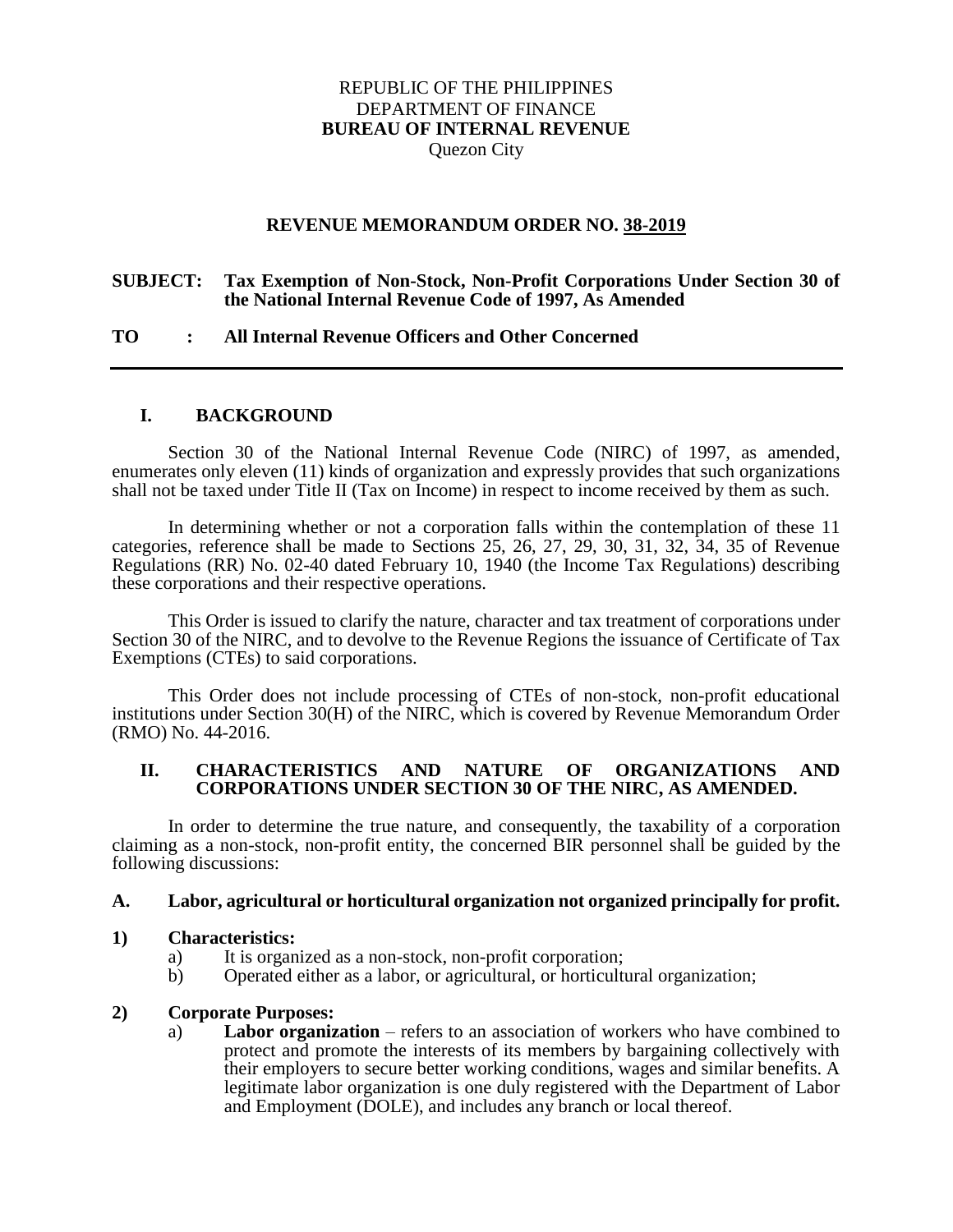REPUBLIC OF THE PHILIPPINES
DEPARTMENT OF FINANCE
**BUREAU OF INTERNAL REVENUE**
Quezon City

**REVENUE MEMORANDUM ORDER NO. 38-2019**

**SUBJECT: Tax Exemption of Non-Stock, Non-Profit Corporations Under Section 30 of the National Internal Revenue Code of 1997, As Amended**

**TO : All Internal Revenue Officers and Other Concerned**

---

## I. BACKGROUND

Section 30 of the National Internal Revenue Code (NIRC) of 1997, as amended, enumerates only eleven (11) kinds of organization and expressly provides that such organizations shall not be taxed under Title II (Tax on Income) in respect to income received by them as such.

In determining whether or not a corporation falls within the contemplation of these 11 categories, reference shall be made to Sections 25, 26, 27, 29, 30, 31, 32, 34, 35 of Revenue Regulations (RR) No. 02-40 dated February 10, 1940 (the Income Tax Regulations) describing these corporations and their respective operations.

This Order is issued to clarify the nature, character and tax treatment of corporations under Section 30 of the NIRC, and to devolve to the Revenue Regions the issuance of Certificate of Tax Exemptions (CTEs) to said corporations.

This Order does not include processing of CTEs of non-stock, non-profit educational institutions under Section 30(H) of the NIRC, which is covered by Revenue Memorandum Order (RMO) No. 44-2016.

## II. CHARACTERISTICS AND NATURE OF ORGANIZATIONS AND CORPORATIONS UNDER SECTION 30 OF THE NIRC, AS AMENDED.

In order to determine the true nature, and consequently, the taxability of a corporation claiming as a non-stock, non-profit entity, the concerned BIR personnel shall be guided by the following discussions:

### A. Labor, agricultural or horticultural organization not organized principally for profit.

**1) Characteristics:**

a) It is organized as a non-stock, non-profit corporation;
b) Operated either as a labor, or agricultural, or horticultural organization;

**2) Corporate Purposes:**

a) **Labor organization** – refers to an association of workers who have combined to protect and promote the interests of its members by bargaining collectively with their employers to secure better working conditions, wages and similar benefits. A legitimate labor organization is one duly registered with the Department of Labor and Employment (DOLE), and includes any branch or local thereof.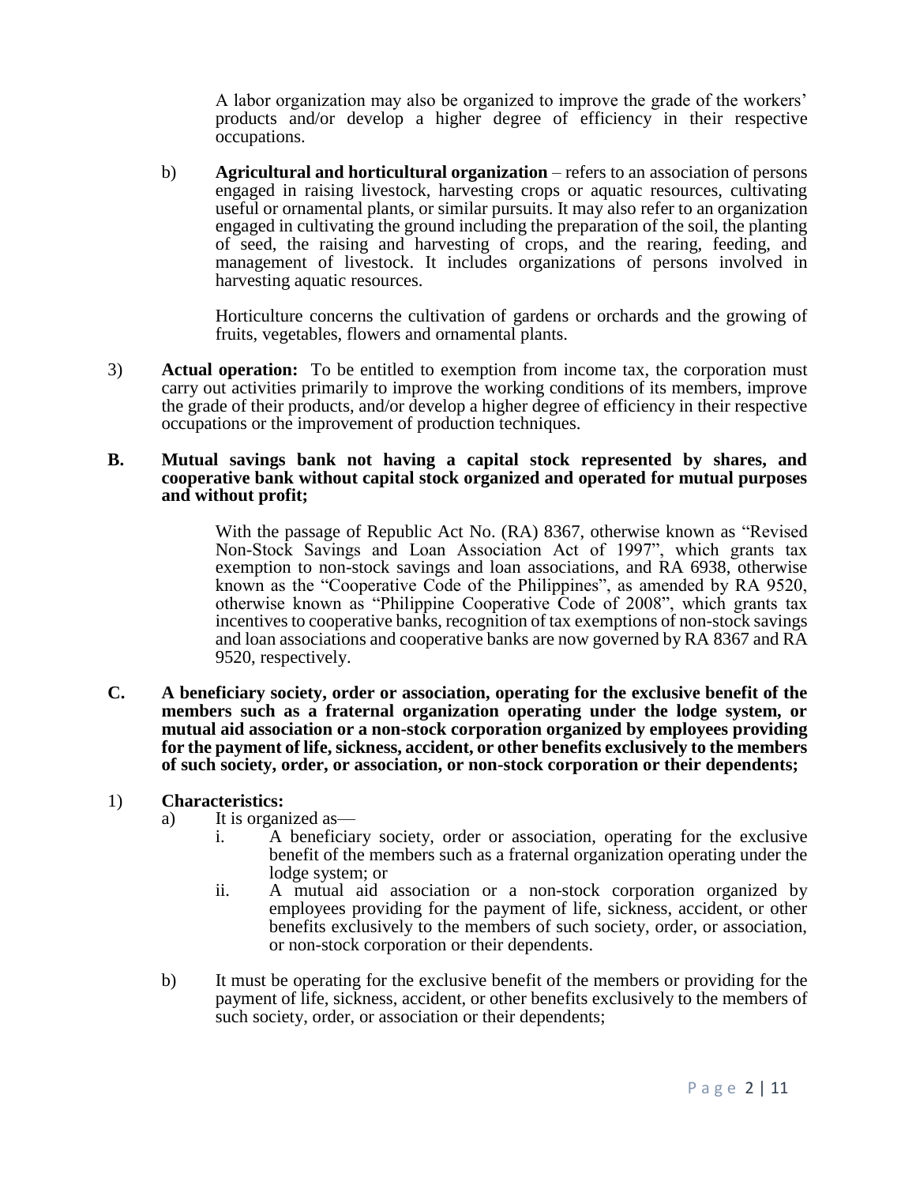A labor organization may also be organized to improve the grade of the workers' products and/or develop a higher degree of efficiency in their respective occupations.

b) **Agricultural and horticultural organization** – refers to an association of persons engaged in raising livestock, harvesting crops or aquatic resources, cultivating useful or ornamental plants, or similar pursuits. It may also refer to an organization engaged in cultivating the ground including the preparation of the soil, the planting of seed, the raising and harvesting of crops, and the rearing, feeding, and management of livestock. It includes organizations of persons involved in harvesting aquatic resources.

Horticulture concerns the cultivation of gardens or orchards and the growing of fruits, vegetables, flowers and ornamental plants.

3) **Actual operation:** To be entitled to exemption from income tax, the corporation must carry out activities primarily to improve the working conditions of its members, improve the grade of their products, and/or develop a higher degree of efficiency in their respective occupations or the improvement of production techniques.

**B. Mutual savings bank not having a capital stock represented by shares, and cooperative bank without capital stock organized and operated for mutual purposes and without profit;**

With the passage of Republic Act No. (RA) 8367, otherwise known as "Revised Non-Stock Savings and Loan Association Act of 1997", which grants tax exemption to non-stock savings and loan associations, and RA 6938, otherwise known as the "Cooperative Code of the Philippines", as amended by RA 9520, otherwise known as "Philippine Cooperative Code of 2008", which grants tax incentives to cooperative banks, recognition of tax exemptions of non-stock savings and loan associations and cooperative banks are now governed by RA 8367 and RA 9520, respectively.

**C. A beneficiary society, order or association, operating for the exclusive benefit of the members such as a fraternal organization operating under the lodge system, or mutual aid association or a non-stock corporation organized by employees providing for the payment of life, sickness, accident, or other benefits exclusively to the members of such society, order, or association, or non-stock corporation or their dependents;**

1) **Characteristics:**

a) It is organized as—

i. A beneficiary society, order or association, operating for the exclusive benefit of the members such as a fraternal organization operating under the lodge system; or

ii. A mutual aid association or a non-stock corporation organized by employees providing for the payment of life, sickness, accident, or other benefits exclusively to the members of such society, order, or association, or non-stock corporation or their dependents.

b) It must be operating for the exclusive benefit of the members or providing for the payment of life, sickness, accident, or other benefits exclusively to the members of such society, order, or association or their dependents;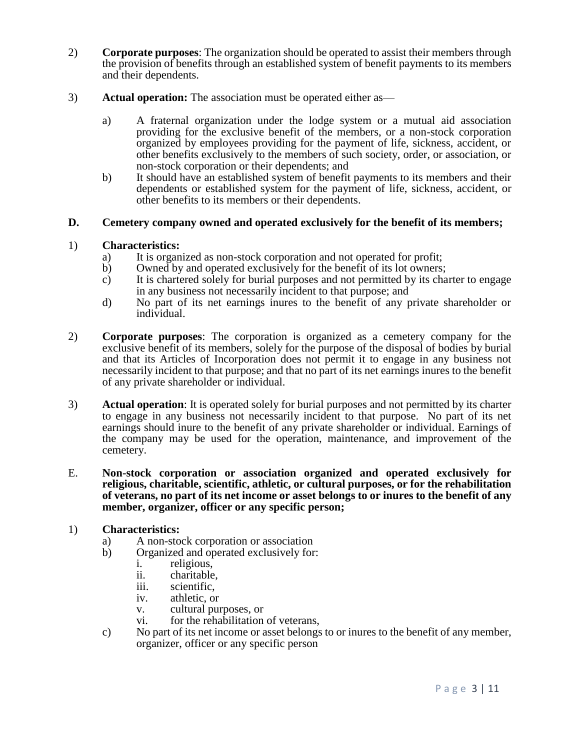2) **Corporate purposes**: The organization should be operated to assist their members through the provision of benefits through an established system of benefit payments to its members and their dependents.

3) **Actual operation:** The association must be operated either as—

   a) A fraternal organization under the lodge system or a mutual aid association providing for the exclusive benefit of the members, or a non-stock corporation organized by employees providing for the payment of life, sickness, accident, or other benefits exclusively to the members of such society, order, or association, or non-stock corporation or their dependents; and
   
   b) It should have an established system of benefit payments to its members and their dependents or established system for the payment of life, sickness, accident, or other benefits to its members or their dependents.

**D. Cemetery company owned and operated exclusively for the benefit of its members;**

1) **Characteristics:**
   a) It is organized as non-stock corporation and not operated for profit;
   b) Owned by and operated exclusively for the benefit of its lot owners;
   c) It is chartered solely for burial purposes and not permitted by its charter to engage in any business not necessarily incident to that purpose; and
   d) No part of its net earnings inures to the benefit of any private shareholder or individual.

2) **Corporate purposes**: The corporation is organized as a cemetery company for the exclusive benefit of its members, solely for the purpose of the disposal of bodies by burial and that its Articles of Incorporation does not permit it to engage in any business not necessarily incident to that purpose; and that no part of its net earnings inures to the benefit of any private shareholder or individual.

3) **Actual operation**: It is operated solely for burial purposes and not permitted by its charter to engage in any business not necessarily incident to that purpose. No part of its net earnings should inure to the benefit of any private shareholder or individual. Earnings of the company may be used for the operation, maintenance, and improvement of the cemetery.

E. **Non-stock corporation or association organized and operated exclusively for religious, charitable, scientific, athletic, or cultural purposes, or for the rehabilitation of veterans, no part of its net income or asset belongs to or inures to the benefit of any member, organizer, officer or any specific person;**

1) **Characteristics:**
   a) A non-stock corporation or association
   b) Organized and operated exclusively for:
      i. religious,
      ii. charitable,
      iii. scientific,
      iv. athletic, or
      v. cultural purposes, or
      vi. for the rehabilitation of veterans,
   c) No part of its net income or asset belongs to or inures to the benefit of any member, organizer, officer or any specific person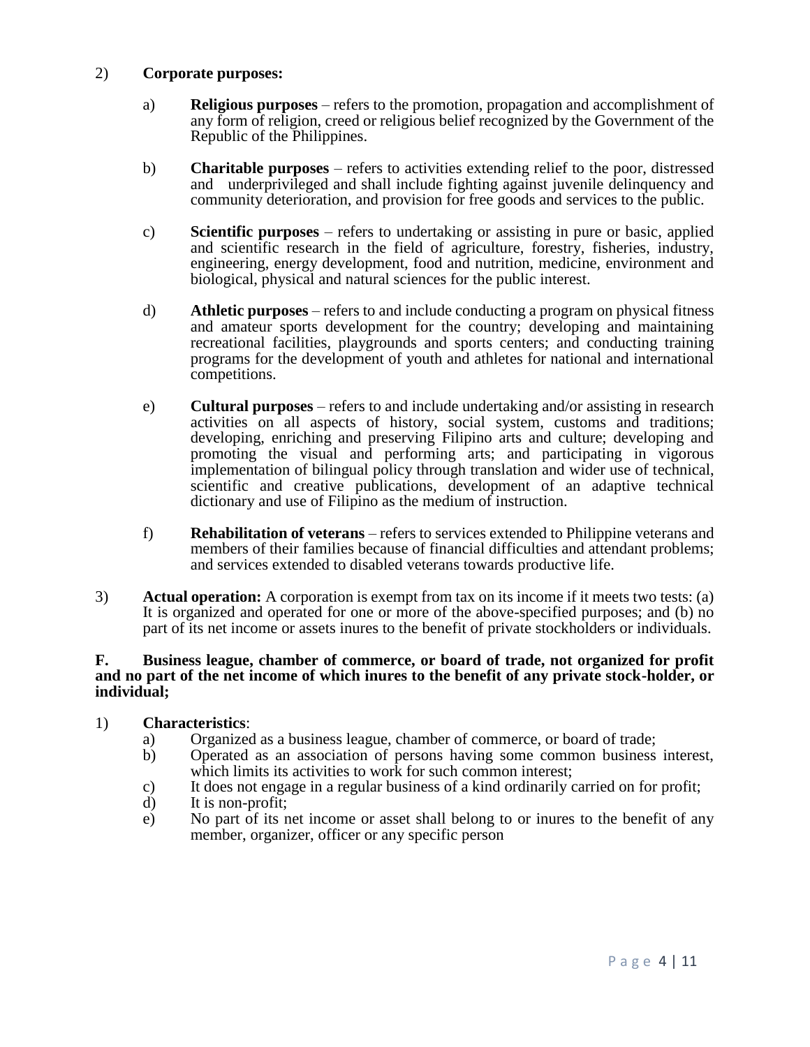2) **Corporate purposes:**

   a) **Religious purposes** – refers to the promotion, propagation and accomplishment of any form of religion, creed or religious belief recognized by the Government of the Republic of the Philippines.

   b) **Charitable purposes** – refers to activities extending relief to the poor, distressed and underprivileged and shall include fighting against juvenile delinquency and community deterioration, and provision for free goods and services to the public.

   c) **Scientific purposes** – refers to undertaking or assisting in pure or basic, applied and scientific research in the field of agriculture, forestry, fisheries, industry, engineering, energy development, food and nutrition, medicine, environment and biological, physical and natural sciences for the public interest.

   d) **Athletic purposes** – refers to and include conducting a program on physical fitness and amateur sports development for the country; developing and maintaining recreational facilities, playgrounds and sports centers; and conducting training programs for the development of youth and athletes for national and international competitions.

   e) **Cultural purposes** – refers to and include undertaking and/or assisting in research activities on all aspects of history, social system, customs and traditions; developing, enriching and preserving Filipino arts and culture; developing and promoting the visual and performing arts; and participating in vigorous implementation of bilingual policy through translation and wider use of technical, scientific and creative publications, development of an adaptive technical dictionary and use of Filipino as the medium of instruction.

   f) **Rehabilitation of veterans** – refers to services extended to Philippine veterans and members of their families because of financial difficulties and attendant problems; and services extended to disabled veterans towards productive life.

3) **Actual operation:** A corporation is exempt from tax on its income if it meets two tests: (a) It is organized and operated for one or more of the above-specified purposes; and (b) no part of its net income or assets inures to the benefit of private stockholders or individuals.

**F. Business league, chamber of commerce, or board of trade, not organized for profit and no part of the net income of which inures to the benefit of any private stock-holder, or individual;**

1) **Characteristics**:
   a) Organized as a business league, chamber of commerce, or board of trade;
   b) Operated as an association of persons having some common business interest, which limits its activities to work for such common interest;
   c) It does not engage in a regular business of a kind ordinarily carried on for profit;
   d) It is non-profit;
   e) No part of its net income or asset shall belong to or inures to the benefit of any member, organizer, officer or any specific person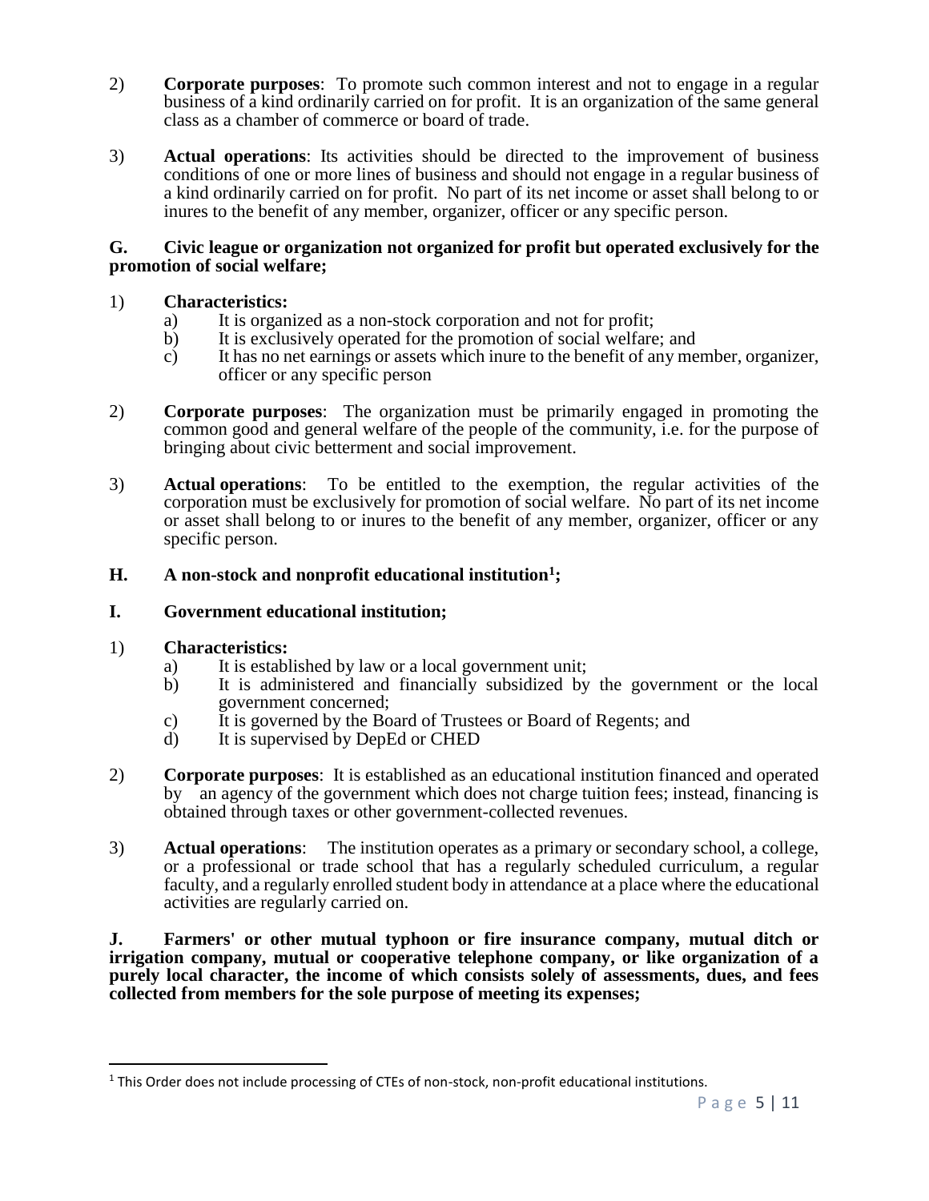2) **Corporate purposes**: To promote such common interest and not to engage in a regular business of a kind ordinarily carried on for profit. It is an organization of the same general class as a chamber of commerce or board of trade.

3) **Actual operations**: Its activities should be directed to the improvement of business conditions of one or more lines of business and should not engage in a regular business of a kind ordinarily carried on for profit. No part of its net income or asset shall belong to or inures to the benefit of any member, organizer, officer or any specific person.

**G. Civic league or organization not organized for profit but operated exclusively for the promotion of social welfare;**

1) **Characteristics:**
   a) It is organized as a non-stock corporation and not for profit;
   b) It is exclusively operated for the promotion of social welfare; and
   c) It has no net earnings or assets which inure to the benefit of any member, organizer, officer or any specific person

2) **Corporate purposes**: The organization must be primarily engaged in promoting the common good and general welfare of the people of the community, i.e. for the purpose of bringing about civic betterment and social improvement.

3) **Actual operations**: To be entitled to the exemption, the regular activities of the corporation must be exclusively for promotion of social welfare. No part of its net income or asset shall belong to or inures to the benefit of any member, organizer, officer or any specific person.

**H. A non-stock and nonprofit educational institution[1];**

**I. Government educational institution;**

1) **Characteristics:**
   a) It is established by law or a local government unit;
   b) It is administered and financially subsidized by the government or the local government concerned;
   c) It is governed by the Board of Trustees or Board of Regents; and
   d) It is supervised by DepEd or CHED

2) **Corporate purposes**: It is established as an educational institution financed and operated by an agency of the government which does not charge tuition fees; instead, financing is obtained through taxes or other government-collected revenues.

3) **Actual operations**: The institution operates as a primary or secondary school, a college, or a professional or trade school that has a regularly scheduled curriculum, a regular faculty, and a regularly enrolled student body in attendance at a place where the educational activities are regularly carried on.

**J. Farmers' or other mutual typhoon or fire insurance company, mutual ditch or irrigation company, mutual or cooperative telephone company, or like organization of a purely local character, the income of which consists solely of assessments, dues, and fees collected from members for the sole purpose of meeting its expenses;**

---

[1] This Order does not include processing of CTEs of non-stock, non-profit educational institutions.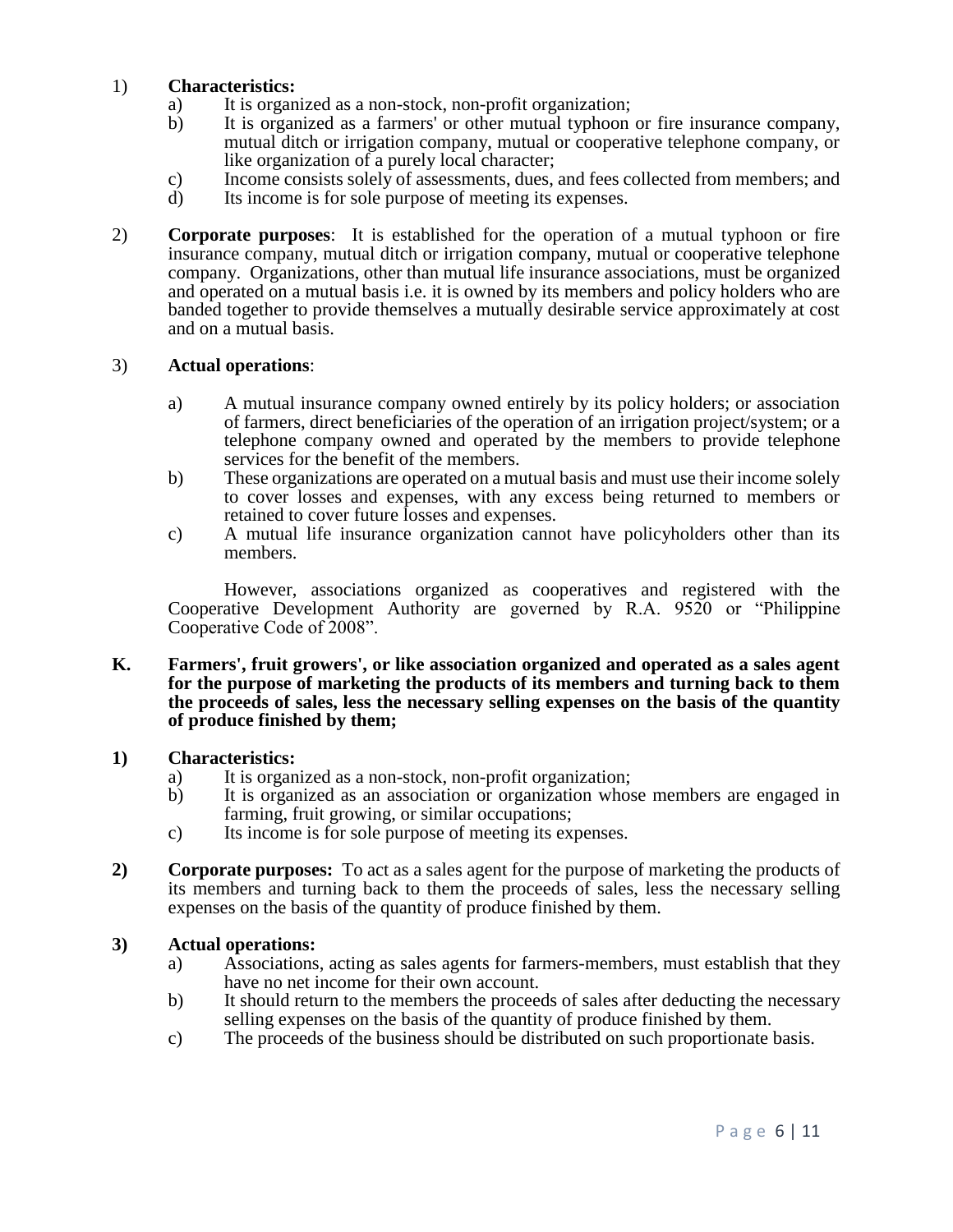1) **Characteristics:**

   a) It is organized as a non-stock, non-profit organization;

   b) It is organized as a farmers' or other mutual typhoon or fire insurance company, mutual ditch or irrigation company, mutual or cooperative telephone company, or like organization of a purely local character;

   c) Income consists solely of assessments, dues, and fees collected from members; and

   d) Its income is for sole purpose of meeting its expenses.

2) **Corporate purposes**: It is established for the operation of a mutual typhoon or fire insurance company, mutual ditch or irrigation company, mutual or cooperative telephone company. Organizations, other than mutual life insurance associations, must be organized and operated on a mutual basis i.e. it is owned by its members and policy holders who are banded together to provide themselves a mutually desirable service approximately at cost and on a mutual basis.

3) **Actual operations**:

   a) A mutual insurance company owned entirely by its policy holders; or association of farmers, direct beneficiaries of the operation of an irrigation project/system; or a telephone company owned and operated by the members to provide telephone services for the benefit of the members.

   b) These organizations are operated on a mutual basis and must use their income solely to cover losses and expenses, with any excess being returned to members or retained to cover future losses and expenses.

   c) A mutual life insurance organization cannot have policyholders other than its members.

   However, associations organized as cooperatives and registered with the Cooperative Development Authority are governed by R.A. 9520 or "Philippine Cooperative Code of 2008".

**K. Farmers', fruit growers', or like association organized and operated as a sales agent for the purpose of marketing the products of its members and turning back to them the proceeds of sales, less the necessary selling expenses on the basis of the quantity of produce finished by them;**

**1) Characteristics:**

   a) It is organized as a non-stock, non-profit organization;

   b) It is organized as an association or organization whose members are engaged in farming, fruit growing, or similar occupations;

   c) Its income is for sole purpose of meeting its expenses.

**2) Corporate purposes:** To act as a sales agent for the purpose of marketing the products of its members and turning back to them the proceeds of sales, less the necessary selling expenses on the basis of the quantity of produce finished by them.

**3) Actual operations:**

   a) Associations, acting as sales agents for farmers-members, must establish that they have no net income for their own account.

   b) It should return to the members the proceeds of sales after deducting the necessary selling expenses on the basis of the quantity of produce finished by them.

   c) The proceeds of the business should be distributed on such proportionate basis.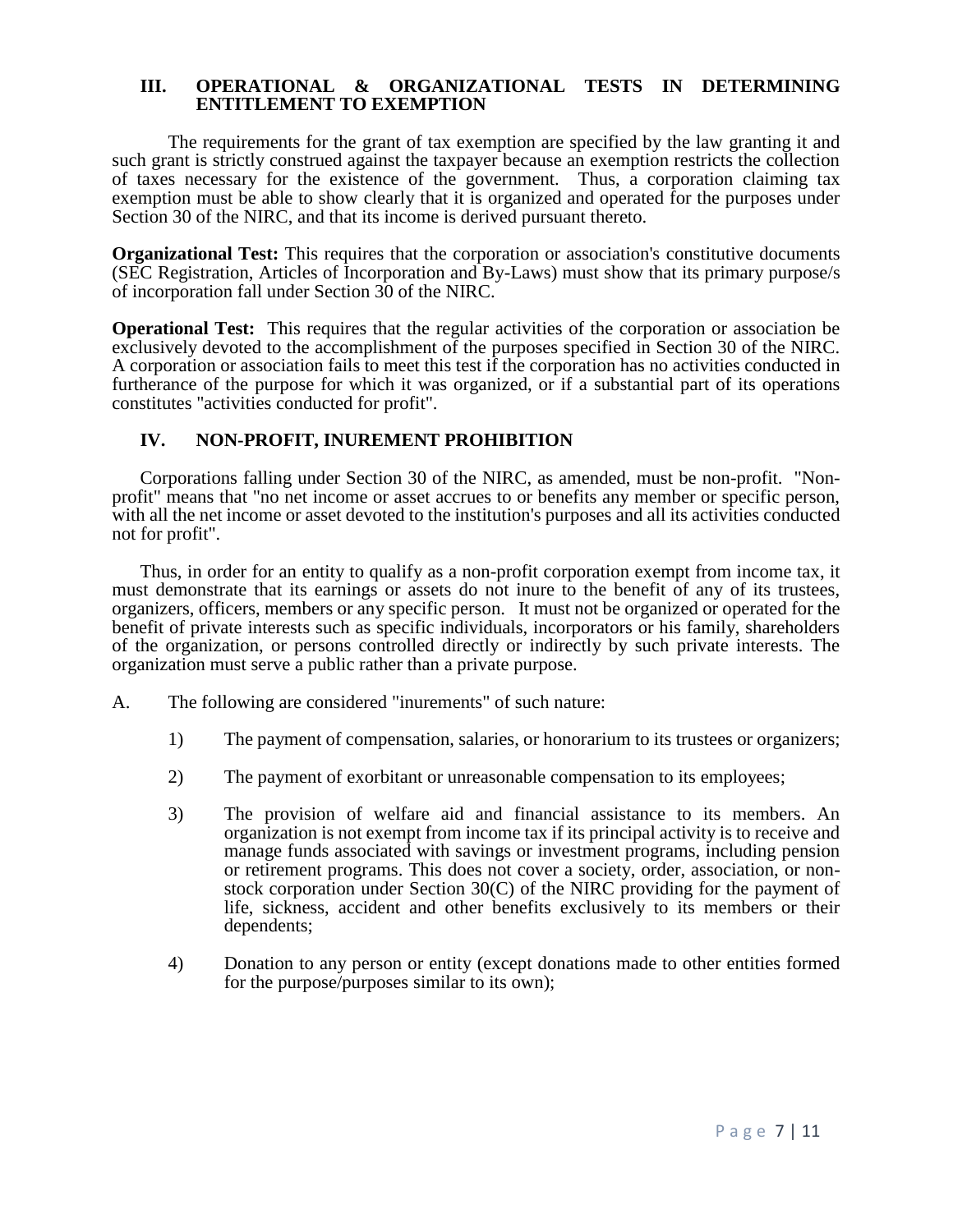## III. OPERATIONAL & ORGANIZATIONAL TESTS IN DETERMINING ENTITLEMENT TO EXEMPTION

The requirements for the grant of tax exemption are specified by the law granting it and such grant is strictly construed against the taxpayer because an exemption restricts the collection of taxes necessary for the existence of the government. Thus, a corporation claiming tax exemption must be able to show clearly that it is organized and operated for the purposes under Section 30 of the NIRC, and that its income is derived pursuant thereto.

**Organizational Test:** This requires that the corporation or association's constitutive documents (SEC Registration, Articles of Incorporation and By-Laws) must show that its primary purpose/s of incorporation fall under Section 30 of the NIRC.

**Operational Test:** This requires that the regular activities of the corporation or association be exclusively devoted to the accomplishment of the purposes specified in Section 30 of the NIRC. A corporation or association fails to meet this test if the corporation has no activities conducted in furtherance of the purpose for which it was organized, or if a substantial part of its operations constitutes "activities conducted for profit".

## IV. NON-PROFIT, INUREMENT PROHIBITION

Corporations falling under Section 30 of the NIRC, as amended, must be non-profit. "Non-profit" means that "no net income or asset accrues to or benefits any member or specific person, with all the net income or asset devoted to the institution's purposes and all its activities conducted not for profit".

Thus, in order for an entity to qualify as a non-profit corporation exempt from income tax, it must demonstrate that its earnings or assets do not inure to the benefit of any of its trustees, organizers, officers, members or any specific person. It must not be organized or operated for the benefit of private interests such as specific individuals, incorporators or his family, shareholders of the organization, or persons controlled directly or indirectly by such private interests. The organization must serve a public rather than a private purpose.

A. The following are considered "inurements" of such nature:

1) The payment of compensation, salaries, or honorarium to its trustees or organizers;

2) The payment of exorbitant or unreasonable compensation to its employees;

3) The provision of welfare aid and financial assistance to its members. An organization is not exempt from income tax if its principal activity is to receive and manage funds associated with savings or investment programs, including pension or retirement programs. This does not cover a society, order, association, or non-stock corporation under Section 30(C) of the NIRC providing for the payment of life, sickness, accident and other benefits exclusively to its members or their dependents;

4) Donation to any person or entity (except donations made to other entities formed for the purpose/purposes similar to its own);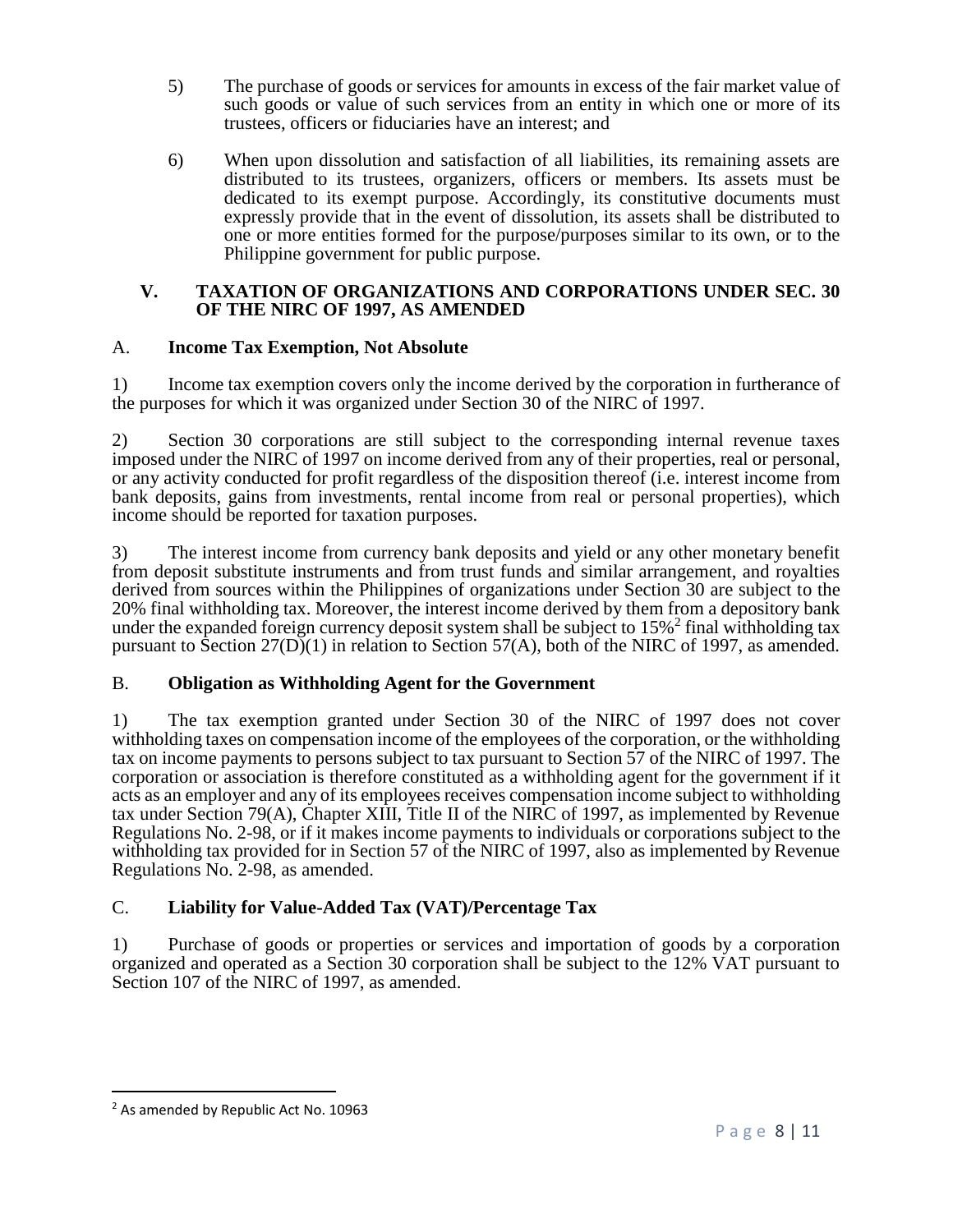5) The purchase of goods or services for amounts in excess of the fair market value of such goods or value of such services from an entity in which one or more of its trustees, officers or fiduciaries have an interest; and

6) When upon dissolution and satisfaction of all liabilities, its remaining assets are distributed to its trustees, organizers, officers or members. Its assets must be dedicated to its exempt purpose. Accordingly, its constitutive documents must expressly provide that in the event of dissolution, its assets shall be distributed to one or more entities formed for the purpose/purposes similar to its own, or to the Philippine government for public purpose.

## V. TAXATION OF ORGANIZATIONS AND CORPORATIONS UNDER SEC. 30 OF THE NIRC OF 1997, AS AMENDED

### A. **Income Tax Exemption, Not Absolute**

1) Income tax exemption covers only the income derived by the corporation in furtherance of the purposes for which it was organized under Section 30 of the NIRC of 1997.

2) Section 30 corporations are still subject to the corresponding internal revenue taxes imposed under the NIRC of 1997 on income derived from any of their properties, real or personal, or any activity conducted for profit regardless of the disposition thereof (i.e. interest income from bank deposits, gains from investments, rental income from real or personal properties), which income should be reported for taxation purposes.

3) The interest income from currency bank deposits and yield or any other monetary benefit from deposit substitute instruments and from trust funds and similar arrangement, and royalties derived from sources within the Philippines of organizations under Section 30 are subject to the 20% final withholding tax. Moreover, the interest income derived by them from a depository bank under the expanded foreign currency deposit system shall be subject to 15%[2] final withholding tax pursuant to Section 27(D)(1) in relation to Section 57(A), both of the NIRC of 1997, as amended.

### B. **Obligation as Withholding Agent for the Government**

1) The tax exemption granted under Section 30 of the NIRC of 1997 does not cover withholding taxes on compensation income of the employees of the corporation, or the withholding tax on income payments to persons subject to tax pursuant to Section 57 of the NIRC of 1997. The corporation or association is therefore constituted as a withholding agent for the government if it acts as an employer and any of its employees receives compensation income subject to withholding tax under Section 79(A), Chapter XIII, Title II of the NIRC of 1997, as implemented by Revenue Regulations No. 2-98, or if it makes income payments to individuals or corporations subject to the withholding tax provided for in Section 57 of the NIRC of 1997, also as implemented by Revenue Regulations No. 2-98, as amended.

### C. **Liability for Value-Added Tax (VAT)/Percentage Tax**

1) Purchase of goods or properties or services and importation of goods by a corporation organized and operated as a Section 30 corporation shall be subject to the 12% VAT pursuant to Section 107 of the NIRC of 1997, as amended.

---

[2] As amended by Republic Act No. 10963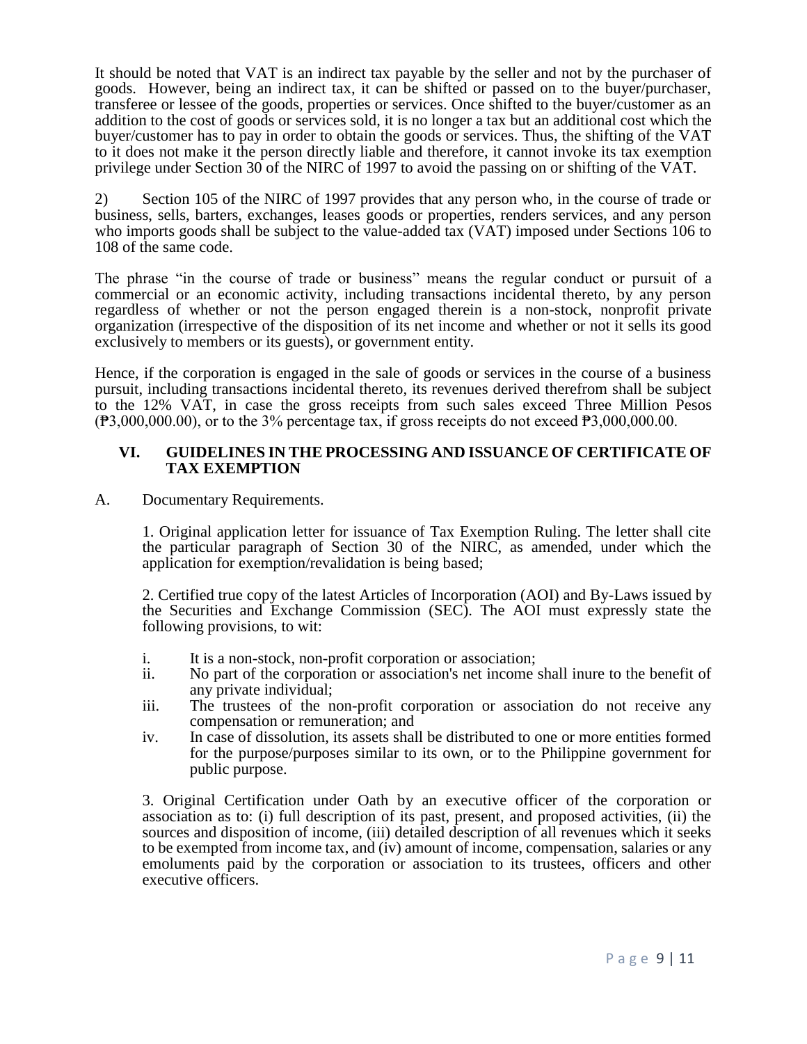It should be noted that VAT is an indirect tax payable by the seller and not by the purchaser of goods. However, being an indirect tax, it can be shifted or passed on to the buyer/purchaser, transferee or lessee of the goods, properties or services. Once shifted to the buyer/customer as an addition to the cost of goods or services sold, it is no longer a tax but an additional cost which the buyer/customer has to pay in order to obtain the goods or services. Thus, the shifting of the VAT to it does not make it the person directly liable and therefore, it cannot invoke its tax exemption privilege under Section 30 of the NIRC of 1997 to avoid the passing on or shifting of the VAT.

2) Section 105 of the NIRC of 1997 provides that any person who, in the course of trade or business, sells, barters, exchanges, leases goods or properties, renders services, and any person who imports goods shall be subject to the value-added tax (VAT) imposed under Sections 106 to 108 of the same code.

The phrase "in the course of trade or business" means the regular conduct or pursuit of a commercial or an economic activity, including transactions incidental thereto, by any person regardless of whether or not the person engaged therein is a non-stock, nonprofit private organization (irrespective of the disposition of its net income and whether or not it sells its good exclusively to members or its guests), or government entity.

Hence, if the corporation is engaged in the sale of goods or services in the course of a business pursuit, including transactions incidental thereto, its revenues derived therefrom shall be subject to the 12% VAT, in case the gross receipts from such sales exceed Three Million Pesos (₱3,000,000.00), or to the 3% percentage tax, if gross receipts do not exceed ₱3,000,000.00.

## VI. GUIDELINES IN THE PROCESSING AND ISSUANCE OF CERTIFICATE OF TAX EXEMPTION

A. Documentary Requirements.

1. Original application letter for issuance of Tax Exemption Ruling. The letter shall cite the particular paragraph of Section 30 of the NIRC, as amended, under which the application for exemption/revalidation is being based;

2. Certified true copy of the latest Articles of Incorporation (AOI) and By-Laws issued by the Securities and Exchange Commission (SEC). The AOI must expressly state the following provisions, to wit:

   i. It is a non-stock, non-profit corporation or association;
   ii. No part of the corporation or association's net income shall inure to the benefit of any private individual;
   iii. The trustees of the non-profit corporation or association do not receive any compensation or remuneration; and
   iv. In case of dissolution, its assets shall be distributed to one or more entities formed for the purpose/purposes similar to its own, or to the Philippine government for public purpose.

3. Original Certification under Oath by an executive officer of the corporation or association as to: (i) full description of its past, present, and proposed activities, (ii) the sources and disposition of income, (iii) detailed description of all revenues which it seeks to be exempted from income tax, and (iv) amount of income, compensation, salaries or any emoluments paid by the corporation or association to its trustees, officers and other executive officers.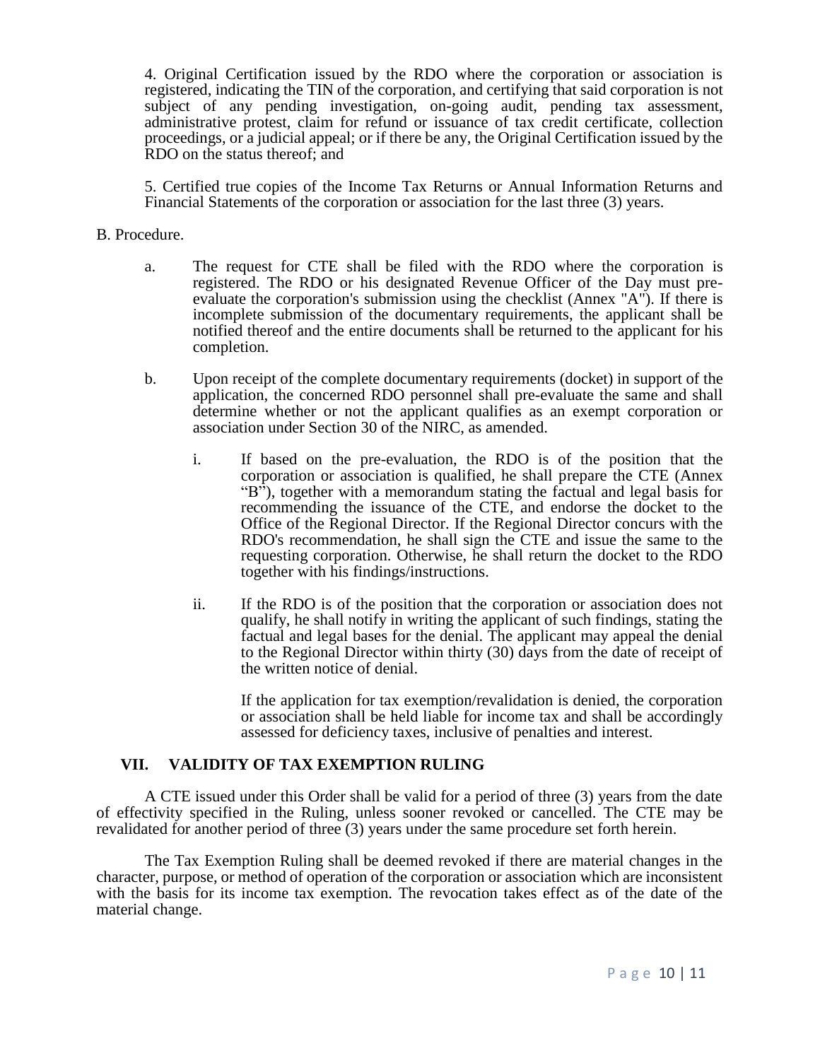4. Original Certification issued by the RDO where the corporation or association is registered, indicating the TIN of the corporation, and certifying that said corporation is not subject of any pending investigation, on-going audit, pending tax assessment, administrative protest, claim for refund or issuance of tax credit certificate, collection proceedings, or a judicial appeal; or if there be any, the Original Certification issued by the RDO on the status thereof; and

5. Certified true copies of the Income Tax Returns or Annual Information Returns and Financial Statements of the corporation or association for the last three (3) years.

B. Procedure.

a. The request for CTE shall be filed with the RDO where the corporation is registered. The RDO or his designated Revenue Officer of the Day must pre-evaluate the corporation's submission using the checklist (Annex "A"). If there is incomplete submission of the documentary requirements, the applicant shall be notified thereof and the entire documents shall be returned to the applicant for his completion.

b. Upon receipt of the complete documentary requirements (docket) in support of the application, the concerned RDO personnel shall pre-evaluate the same and shall determine whether or not the applicant qualifies as an exempt corporation or association under Section 30 of the NIRC, as amended.

    i. If based on the pre-evaluation, the RDO is of the position that the corporation or association is qualified, he shall prepare the CTE (Annex "B"), together with a memorandum stating the factual and legal basis for recommending the issuance of the CTE, and endorse the docket to the Office of the Regional Director. If the Regional Director concurs with the RDO's recommendation, he shall sign the CTE and issue the same to the requesting corporation. Otherwise, he shall return the docket to the RDO together with his findings/instructions.

    ii. If the RDO is of the position that the corporation or association does not qualify, he shall notify in writing the applicant of such findings, stating the factual and legal bases for the denial. The applicant may appeal the denial to the Regional Director within thirty (30) days from the date of receipt of the written notice of denial.

    If the application for tax exemption/revalidation is denied, the corporation or association shall be held liable for income tax and shall be accordingly assessed for deficiency taxes, inclusive of penalties and interest.

## VII. VALIDITY OF TAX EXEMPTION RULING

A CTE issued under this Order shall be valid for a period of three (3) years from the date of effectivity specified in the Ruling, unless sooner revoked or cancelled. The CTE may be revalidated for another period of three (3) years under the same procedure set forth herein.

The Tax Exemption Ruling shall be deemed revoked if there are material changes in the character, purpose, or method of operation of the corporation or association which are inconsistent with the basis for its income tax exemption. The revocation takes effect as of the date of the material change.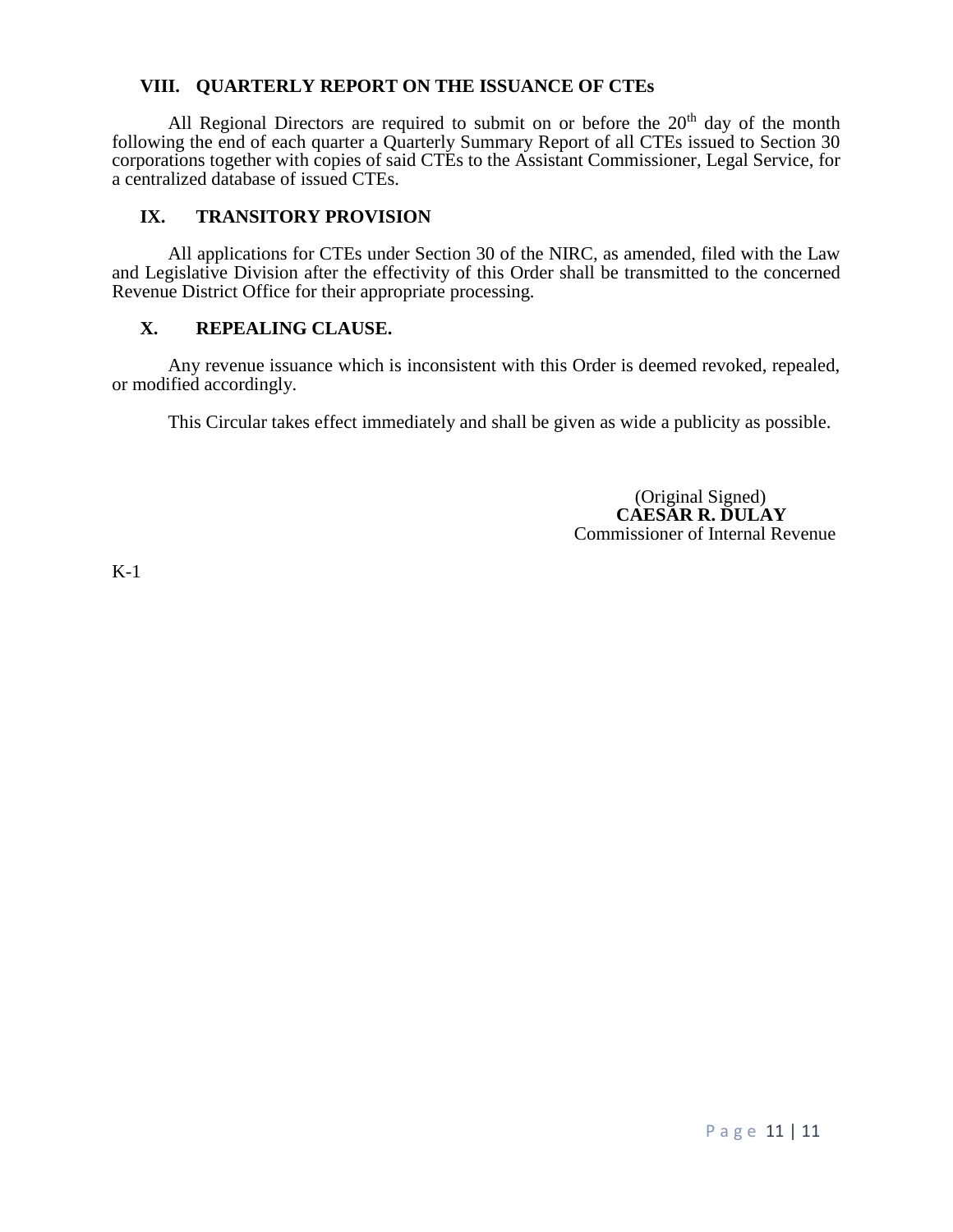## VIII. QUARTERLY REPORT ON THE ISSUANCE OF CTEs

All Regional Directors are required to submit on or before the 20th day of the month following the end of each quarter a Quarterly Summary Report of all CTEs issued to Section 30 corporations together with copies of said CTEs to the Assistant Commissioner, Legal Service, for a centralized database of issued CTEs.

## IX. TRANSITORY PROVISION

All applications for CTEs under Section 30 of the NIRC, as amended, filed with the Law and Legislative Division after the effectivity of this Order shall be transmitted to the concerned Revenue District Office for their appropriate processing.

## X. REPEALING CLAUSE.

Any revenue issuance which is inconsistent with this Order is deemed revoked, repealed, or modified accordingly.

This Circular takes effect immediately and shall be given as wide a publicity as possible.

(Original Signed)
**CAESAR R. DULAY**
Commissioner of Internal Revenue

K-1